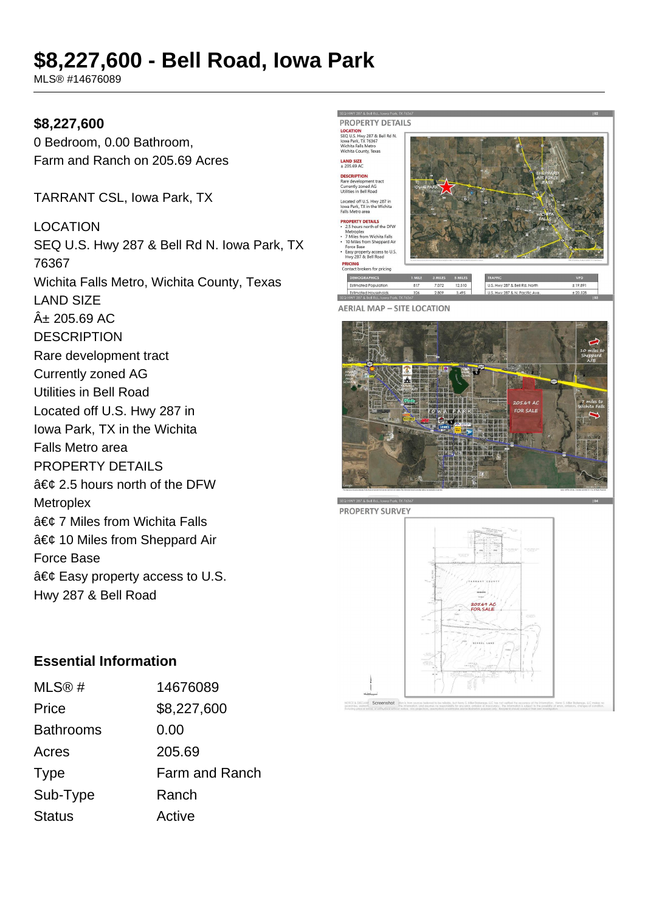# $8,227,600 - Bell Road, Iowa Park

MLS® #14676089

**$8,227,600**

0 Bedroom, 0.00 Bathroom,
Farm and Ranch on 205.69 Acres

TARRANT CSL, Iowa Park, TX

LOCATION
SEQ U.S. Hwy 287 & Bell Rd N. Iowa Park, TX 76367
Wichita Falls Metro, Wichita County, Texas
LAND SIZE
Â± 205.69 AC
DESCRIPTION
Rare development tract
Currently zoned AG
Utilities in Bell Road
Located off U.S. Hwy 287 in Iowa Park, TX in the Wichita Falls Metro area
PROPERTY DETAILS
â€¢ 2.5 hours north of the DFW Metroplex
â€¢ 7 Miles from Wichita Falls
â€¢ 10 Miles from Sheppard Air Force Base
â€¢ Easy property access to U.S. Hwy 287 & Bell Road

## Essential Information

| | |
|---|---|
| MLS® # | 14676089 |
| Price | $8,227,600 |
| Bathrooms | 0.00 |
| Acres | 205.69 |
| Type | Farm and Ranch |
| Sub-Type | Ranch |
| Status | Active |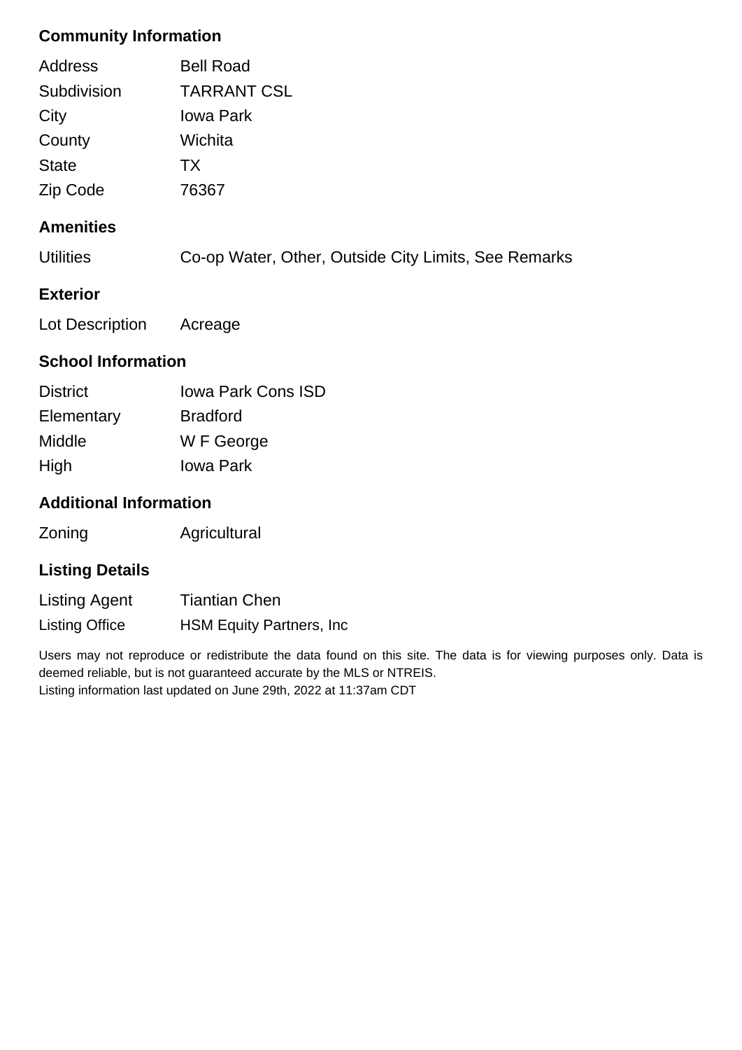## Community Information

| | |
|---|---|
| Address | Bell Road |
| Subdivision | TARRANT CSL |
| City | Iowa Park |
| County | Wichita |
| State | TX |
| Zip Code | 76367 |

## Amenities

| | |
|---|---|
| Utilities | Co-op Water, Other, Outside City Limits, See Remarks |

## Exterior

| | |
|---|---|
| Lot Description | Acreage |

## School Information

| | |
|---|---|
| District | Iowa Park Cons ISD |
| Elementary | Bradford |
| Middle | W F George |
| High | Iowa Park |

## Additional Information

| | |
|---|---|
| Zoning | Agricultural |

## Listing Details

| | |
|---|---|
| Listing Agent | Tiantian Chen |
| Listing Office | HSM Equity Partners, Inc |

Users may not reproduce or redistribute the data found on this site. The data is for viewing purposes only. Data is deemed reliable, but is not guaranteed accurate by the MLS or NTREIS.
Listing information last updated on June 29th, 2022 at 11:37am CDT